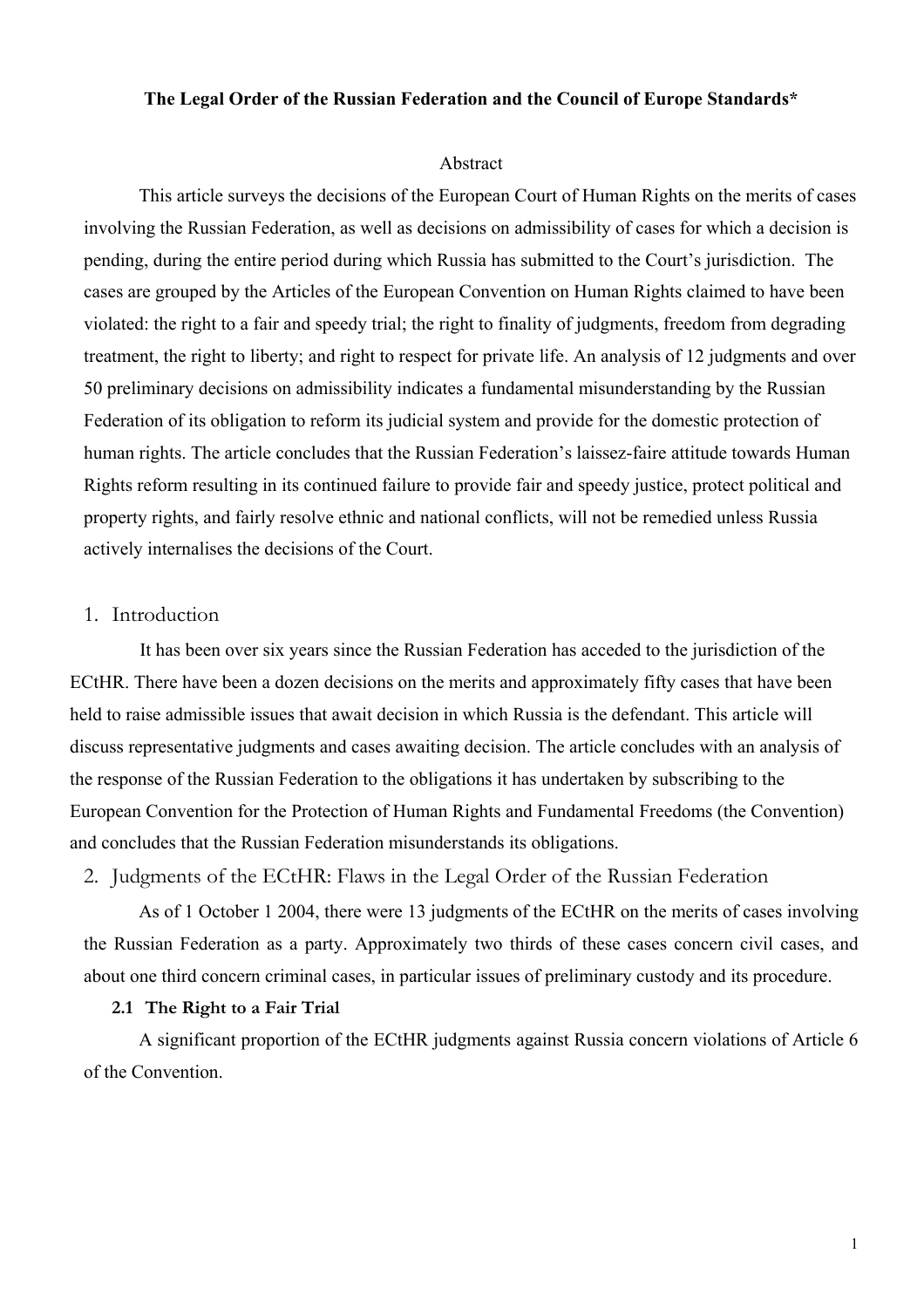**The Legal Order of the Russian Federation and the Council of Europe Standards***

Abstract

This article surveys the decisions of the European Court of Human Rights on the merits of cases involving the Russian Federation, as well as decisions on admissibility of cases for which a decision is pending, during the entire period during which Russia has submitted to the Court's jurisdiction. The cases are grouped by the Articles of the European Convention on Human Rights claimed to have been violated: the right to a fair and speedy trial; the right to finality of judgments, freedom from degrading treatment, the right to liberty; and right to respect for private life. An analysis of 12 judgments and over 50 preliminary decisions on admissibility indicates a fundamental misunderstanding by the Russian Federation of its obligation to reform its judicial system and provide for the domestic protection of human rights. The article concludes that the Russian Federation's laissez-faire attitude towards Human Rights reform resulting in its continued failure to provide fair and speedy justice, protect political and property rights, and fairly resolve ethnic and national conflicts, will not be remedied unless Russia actively internalises the decisions of the Court.

## 1. Introduction

It has been over six years since the Russian Federation has acceded to the jurisdiction of the ECtHR. There have been a dozen decisions on the merits and approximately fifty cases that have been held to raise admissible issues that await decision in which Russia is the defendant. This article will discuss representative judgments and cases awaiting decision. The article concludes with an analysis of the response of the Russian Federation to the obligations it has undertaken by subscribing to the European Convention for the Protection of Human Rights and Fundamental Freedoms (the Convention) and concludes that the Russian Federation misunderstands its obligations.

## 2. Judgments of the ECtHR: Flaws in the Legal Order of the Russian Federation

As of 1 October 1 2004, there were 13 judgments of the ECtHR on the merits of cases involving the Russian Federation as a party. Approximately two thirds of these cases concern civil cases, and about one third concern criminal cases, in particular issues of preliminary custody and its procedure.

### 2.1 The Right to a Fair Trial

A significant proportion of the ECtHR judgments against Russia concern violations of Article 6 of the Convention.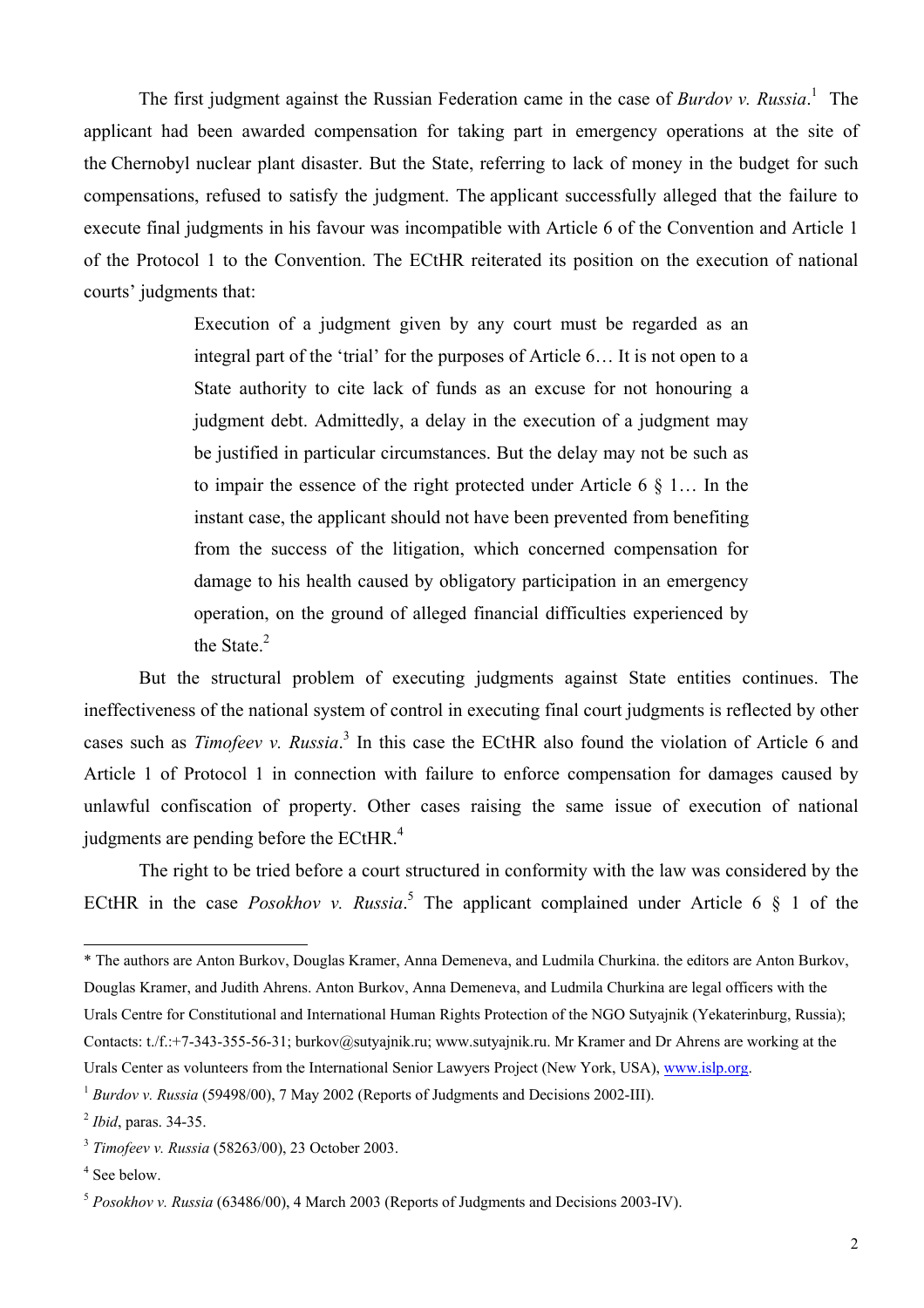The first judgment against the Russian Federation came in the case of *Burdov v. Russia*.[1] The applicant had been awarded compensation for taking part in emergency operations at the site of the Chernobyl nuclear plant disaster. But the State, referring to lack of money in the budget for such compensations, refused to satisfy the judgment. The applicant successfully alleged that the failure to execute final judgments in his favour was incompatible with Article 6 of the Convention and Article 1 of the Protocol 1 to the Convention. The ECtHR reiterated its position on the execution of national courts' judgments that:

> Execution of a judgment given by any court must be regarded as an integral part of the 'trial' for the purposes of Article 6… It is not open to a State authority to cite lack of funds as an excuse for not honouring a judgment debt. Admittedly, a delay in the execution of a judgment may be justified in particular circumstances. But the delay may not be such as to impair the essence of the right protected under Article 6 § 1… In the instant case, the applicant should not have been prevented from benefiting from the success of the litigation, which concerned compensation for damage to his health caused by obligatory participation in an emergency operation, on the ground of alleged financial difficulties experienced by the State.[2]

But the structural problem of executing judgments against State entities continues. The ineffectiveness of the national system of control in executing final court judgments is reflected by other cases such as *Timofeev v. Russia*.[3] In this case the ECtHR also found the violation of Article 6 and Article 1 of Protocol 1 in connection with failure to enforce compensation for damages caused by unlawful confiscation of property. Other cases raising the same issue of execution of national judgments are pending before the ECtHR.[4]

The right to be tried before a court structured in conformity with the law was considered by the ECtHR in the case *Posokhov v. Russia*.[5] The applicant complained under Article 6 § 1 of the

---

\* The authors are Anton Burkov, Douglas Kramer, Anna Demeneva, and Ludmila Churkina. the editors are Anton Burkov, Douglas Kramer, and Judith Ahrens. Anton Burkov, Anna Demeneva, and Ludmila Churkina are legal officers with the Urals Centre for Constitutional and International Human Rights Protection of the NGO Sutyajnik (Yekaterinburg, Russia); Contacts: t./f.:+7-343-355-56-31; burkov@sutyajnik.ru; www.sutyajnik.ru. Mr Kramer and Dr Ahrens are working at the Urals Center as volunteers from the International Senior Lawyers Project (New York, USA), www.islp.org.

[1] *Burdov v. Russia* (59498/00), 7 May 2002 (Reports of Judgments and Decisions 2002-III).

[2] *Ibid*, paras. 34-35.

[3] *Timofeev v. Russia* (58263/00), 23 October 2003.

[4] See below.

[5] *Posokhov v. Russia* (63486/00), 4 March 2003 (Reports of Judgments and Decisions 2003-IV).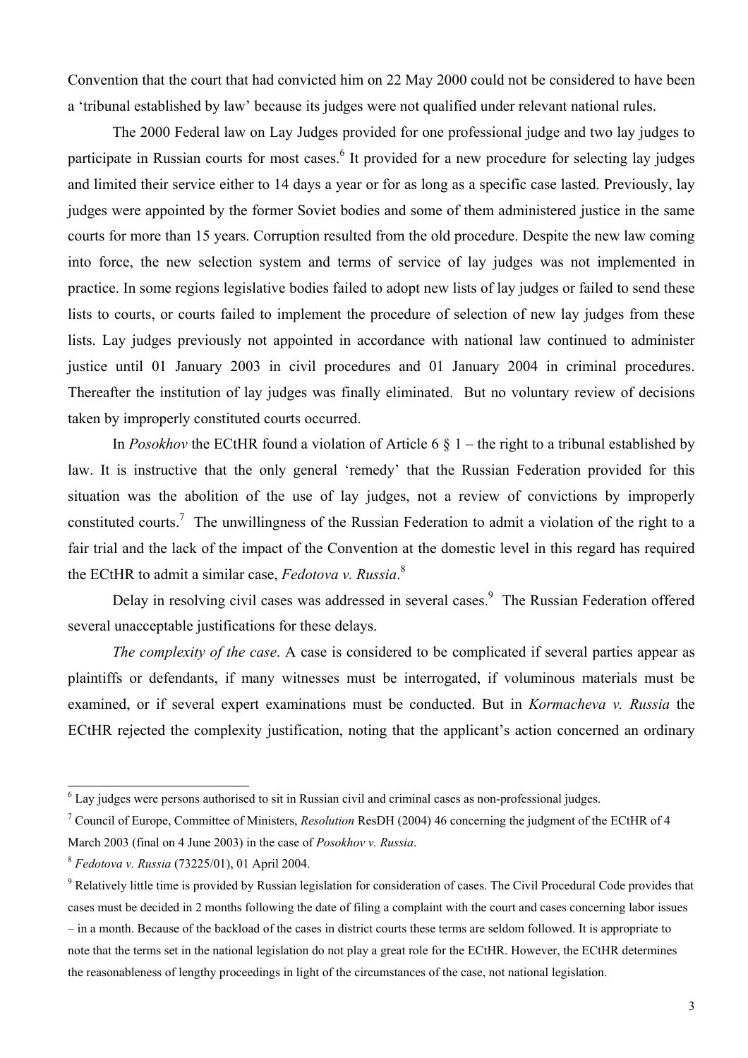Convention that the court that had convicted him on 22 May 2000 could not be considered to have been a 'tribunal established by law' because its judges were not qualified under relevant national rules.

The 2000 Federal law on Lay Judges provided for one professional judge and two lay judges to participate in Russian courts for most cases.[6] It provided for a new procedure for selecting lay judges and limited their service either to 14 days a year or for as long as a specific case lasted. Previously, lay judges were appointed by the former Soviet bodies and some of them administered justice in the same courts for more than 15 years. Corruption resulted from the old procedure. Despite the new law coming into force, the new selection system and terms of service of lay judges was not implemented in practice. In some regions legislative bodies failed to adopt new lists of lay judges or failed to send these lists to courts, or courts failed to implement the procedure of selection of new lay judges from these lists. Lay judges previously not appointed in accordance with national law continued to administer justice until 01 January 2003 in civil procedures and 01 January 2004 in criminal procedures. Thereafter the institution of lay judges was finally eliminated. But no voluntary review of decisions taken by improperly constituted courts occurred.

In *Posokhov* the ECtHR found a violation of Article 6 § 1 – the right to a tribunal established by law. It is instructive that the only general 'remedy' that the Russian Federation provided for this situation was the abolition of the use of lay judges, not a review of convictions by improperly constituted courts.[7] The unwillingness of the Russian Federation to admit a violation of the right to a fair trial and the lack of the impact of the Convention at the domestic level in this regard has required the ECtHR to admit a similar case, *Fedotova v. Russia*.[8]

Delay in resolving civil cases was addressed in several cases.[9] The Russian Federation offered several unacceptable justifications for these delays.

*The complexity of the case*. A case is considered to be complicated if several parties appear as plaintiffs or defendants, if many witnesses must be interrogated, if voluminous materials must be examined, or if several expert examinations must be conducted. But in *Kormacheva v. Russia* the ECtHR rejected the complexity justification, noting that the applicant's action concerned an ordinary

---

[6] Lay judges were persons authorised to sit in Russian civil and criminal cases as non-professional judges.

[7] Council of Europe, Committee of Ministers, *Resolution* ResDH (2004) 46 concerning the judgment of the ECtHR of 4 March 2003 (final on 4 June 2003) in the case of *Posokhov v. Russia*.

[8] *Fedotova v. Russia* (73225/01), 01 April 2004.

[9] Relatively little time is provided by Russian legislation for consideration of cases. The Civil Procedural Code provides that cases must be decided in 2 months following the date of filing a complaint with the court and cases concerning labor issues – in a month. Because of the backload of the cases in district courts these terms are seldom followed. It is appropriate to note that the terms set in the national legislation do not play a great role for the ECtHR. However, the ECtHR determines the reasonableness of lengthy proceedings in light of the circumstances of the case, not national legislation.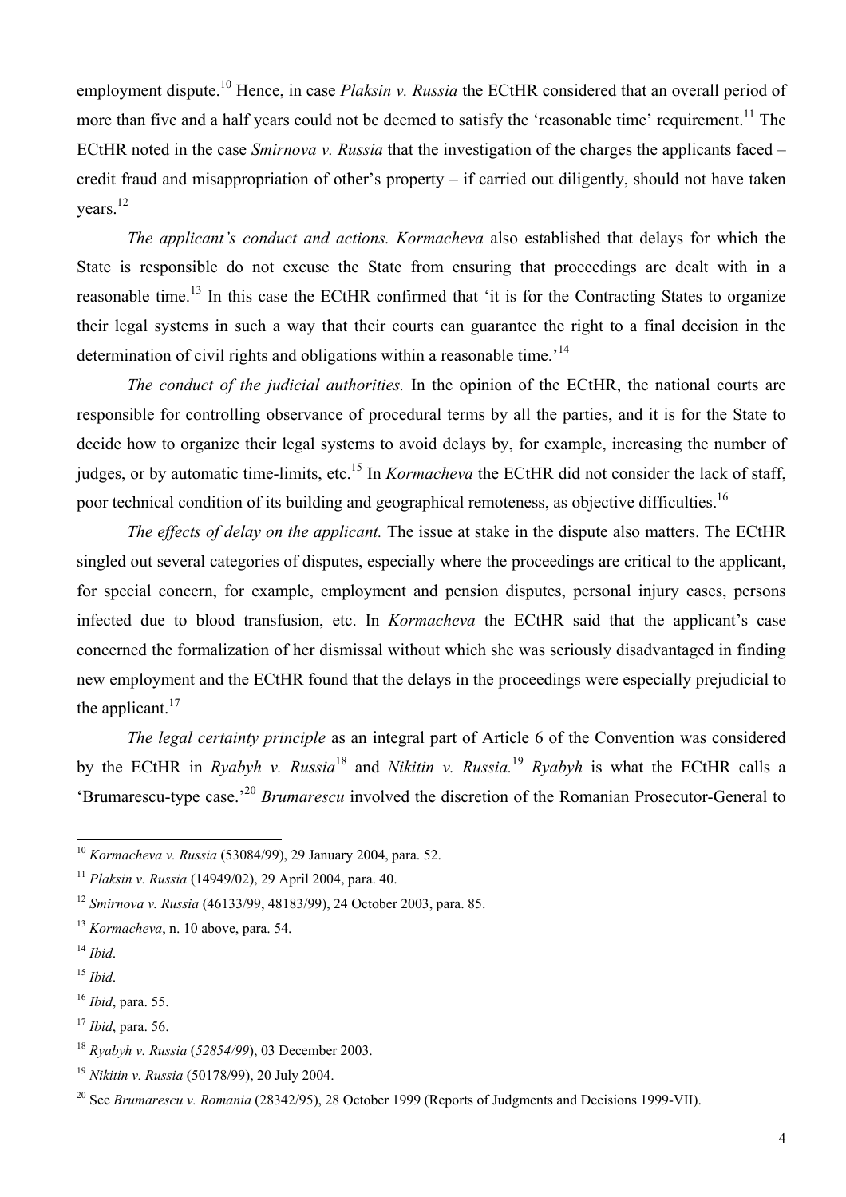employment dispute.[10] Hence, in case *Plaksin v. Russia* the ECtHR considered that an overall period of more than five and a half years could not be deemed to satisfy the 'reasonable time' requirement.[11] The ECtHR noted in the case *Smirnova v. Russia* that the investigation of the charges the applicants faced – credit fraud and misappropriation of other's property – if carried out diligently, should not have taken years.[12]

*The applicant's conduct and actions. Kormacheva* also established that delays for which the State is responsible do not excuse the State from ensuring that proceedings are dealt with in a reasonable time.[13] In this case the ECtHR confirmed that 'it is for the Contracting States to organize their legal systems in such a way that their courts can guarantee the right to a final decision in the determination of civil rights and obligations within a reasonable time.'[14]

*The conduct of the judicial authorities.* In the opinion of the ECtHR, the national courts are responsible for controlling observance of procedural terms by all the parties, and it is for the State to decide how to organize their legal systems to avoid delays by, for example, increasing the number of judges, or by automatic time-limits, etc.[15] In *Kormacheva* the ECtHR did not consider the lack of staff, poor technical condition of its building and geographical remoteness, as objective difficulties.[16]

*The effects of delay on the applicant.* The issue at stake in the dispute also matters. The ECtHR singled out several categories of disputes, especially where the proceedings are critical to the applicant, for special concern, for example, employment and pension disputes, personal injury cases, persons infected due to blood transfusion, etc. In *Kormacheva* the ECtHR said that the applicant's case concerned the formalization of her dismissal without which she was seriously disadvantaged in finding new employment and the ECtHR found that the delays in the proceedings were especially prejudicial to the applicant.[17]

*The legal certainty principle* as an integral part of Article 6 of the Convention was considered by the ECtHR in *Ryabyh v. Russia*[18] and *Nikitin v. Russia.*[19] *Ryabyh* is what the ECtHR calls a 'Brumarescu-type case.'[20] *Brumarescu* involved the discretion of the Romanian Prosecutor-General to

---

[10] *Kormacheva v. Russia* (53084/99), 29 January 2004, para. 52.

[11] *Plaksin v. Russia* (14949/02), 29 April 2004, para. 40.

[12] *Smirnova v. Russia* (46133/99, 48183/99), 24 October 2003, para. 85.

[13] *Kormacheva*, n. 10 above, para. 54.

[14] *Ibid*.

[15] *Ibid*.

[16] *Ibid*, para. 55.

[17] *Ibid*, para. 56.

[18] *Ryabyh v. Russia* (*52854/99*), 03 December 2003.

[19] *Nikitin v. Russia* (50178/99), 20 July 2004.

[20] See *Brumarescu v. Romania* (28342/95), 28 October 1999 (Reports of Judgments and Decisions 1999-VII).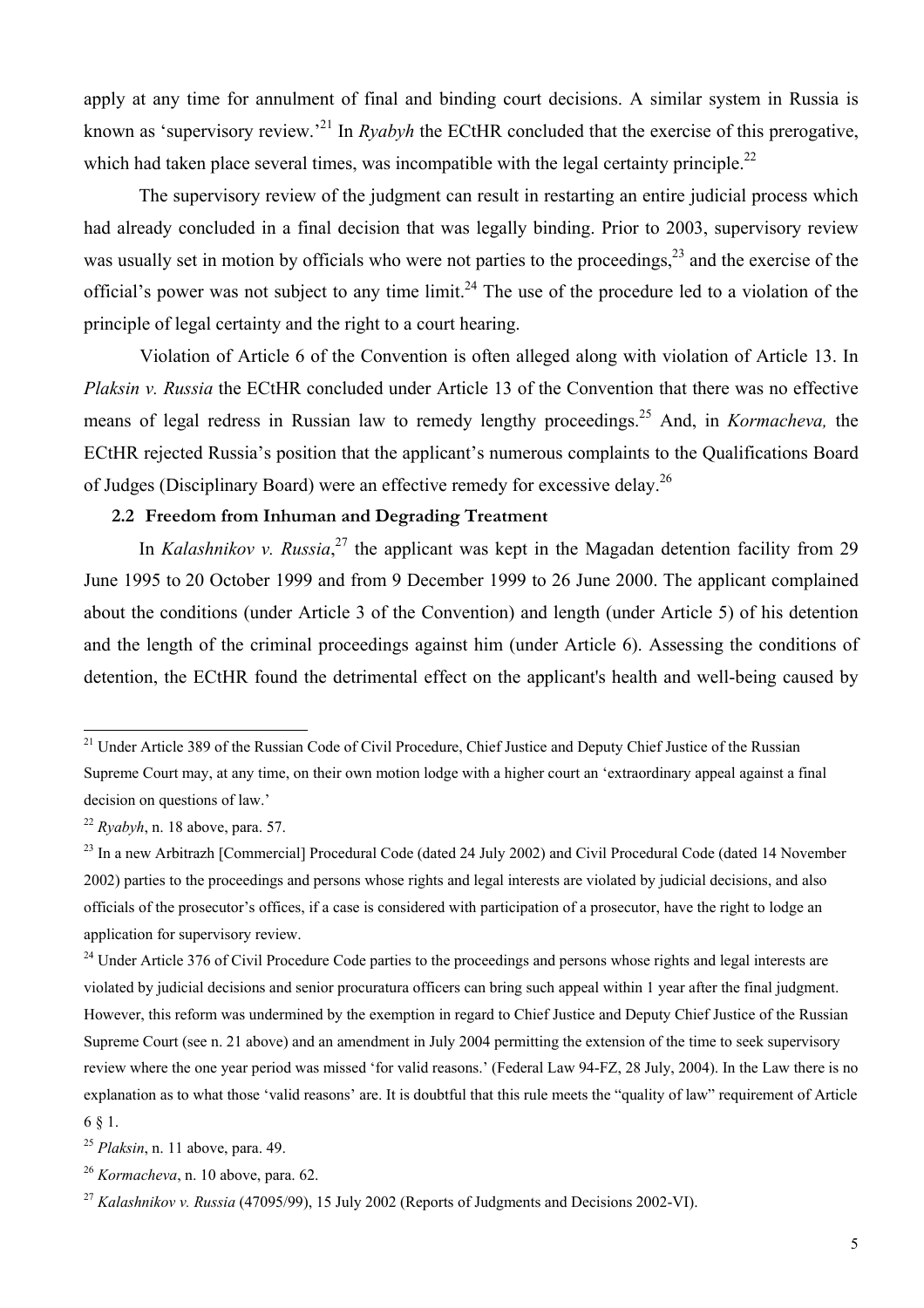apply at any time for annulment of final and binding court decisions. A similar system in Russia is known as 'supervisory review.'[21] In *Ryabyh* the ECtHR concluded that the exercise of this prerogative, which had taken place several times, was incompatible with the legal certainty principle.[22]

The supervisory review of the judgment can result in restarting an entire judicial process which had already concluded in a final decision that was legally binding. Prior to 2003, supervisory review was usually set in motion by officials who were not parties to the proceedings,[23] and the exercise of the official's power was not subject to any time limit.[24] The use of the procedure led to a violation of the principle of legal certainty and the right to a court hearing.

Violation of Article 6 of the Convention is often alleged along with violation of Article 13. In *Plaksin v. Russia* the ECtHR concluded under Article 13 of the Convention that there was no effective means of legal redress in Russian law to remedy lengthy proceedings.[25] And, in *Kormacheva,* the ECtHR rejected Russia's position that the applicant's numerous complaints to the Qualifications Board of Judges (Disciplinary Board) were an effective remedy for excessive delay.[26]

### 2.2 Freedom from Inhuman and Degrading Treatment

In *Kalashnikov v. Russia*,[27] the applicant was kept in the Magadan detention facility from 29 June 1995 to 20 October 1999 and from 9 December 1999 to 26 June 2000. The applicant complained about the conditions (under Article 3 of the Convention) and length (under Article 5) of his detention and the length of the criminal proceedings against him (under Article 6). Assessing the conditions of detention, the ECtHR found the detrimental effect on the applicant's health and well-being caused by

---

[21] Under Article 389 of the Russian Code of Civil Procedure, Chief Justice and Deputy Chief Justice of the Russian Supreme Court may, at any time, on their own motion lodge with a higher court an 'extraordinary appeal against a final decision on questions of law.'

[22] *Ryabyh*, n. 18 above, para. 57.

[23] In a new Arbitrazh [Commercial] Procedural Code (dated 24 July 2002) and Civil Procedural Code (dated 14 November 2002) parties to the proceedings and persons whose rights and legal interests are violated by judicial decisions, and also officials of the prosecutor's offices, if a case is considered with participation of a prosecutor, have the right to lodge an application for supervisory review.

[24] Under Article 376 of Civil Procedure Code parties to the proceedings and persons whose rights and legal interests are violated by judicial decisions and senior procuratura officers can bring such appeal within 1 year after the final judgment. However, this reform was undermined by the exemption in regard to Chief Justice and Deputy Chief Justice of the Russian Supreme Court (see n. 21 above) and an amendment in July 2004 permitting the extension of the time to seek supervisory review where the one year period was missed 'for valid reasons.' (Federal Law 94-FZ, 28 July, 2004). In the Law there is no explanation as to what those 'valid reasons' are. It is doubtful that this rule meets the "quality of law" requirement of Article 6 § 1.

[25] *Plaksin*, n. 11 above, para. 49.

[26] *Kormacheva*, n. 10 above, para. 62.

[27] *Kalashnikov v. Russia* (47095/99), 15 July 2002 (Reports of Judgments and Decisions 2002-VI).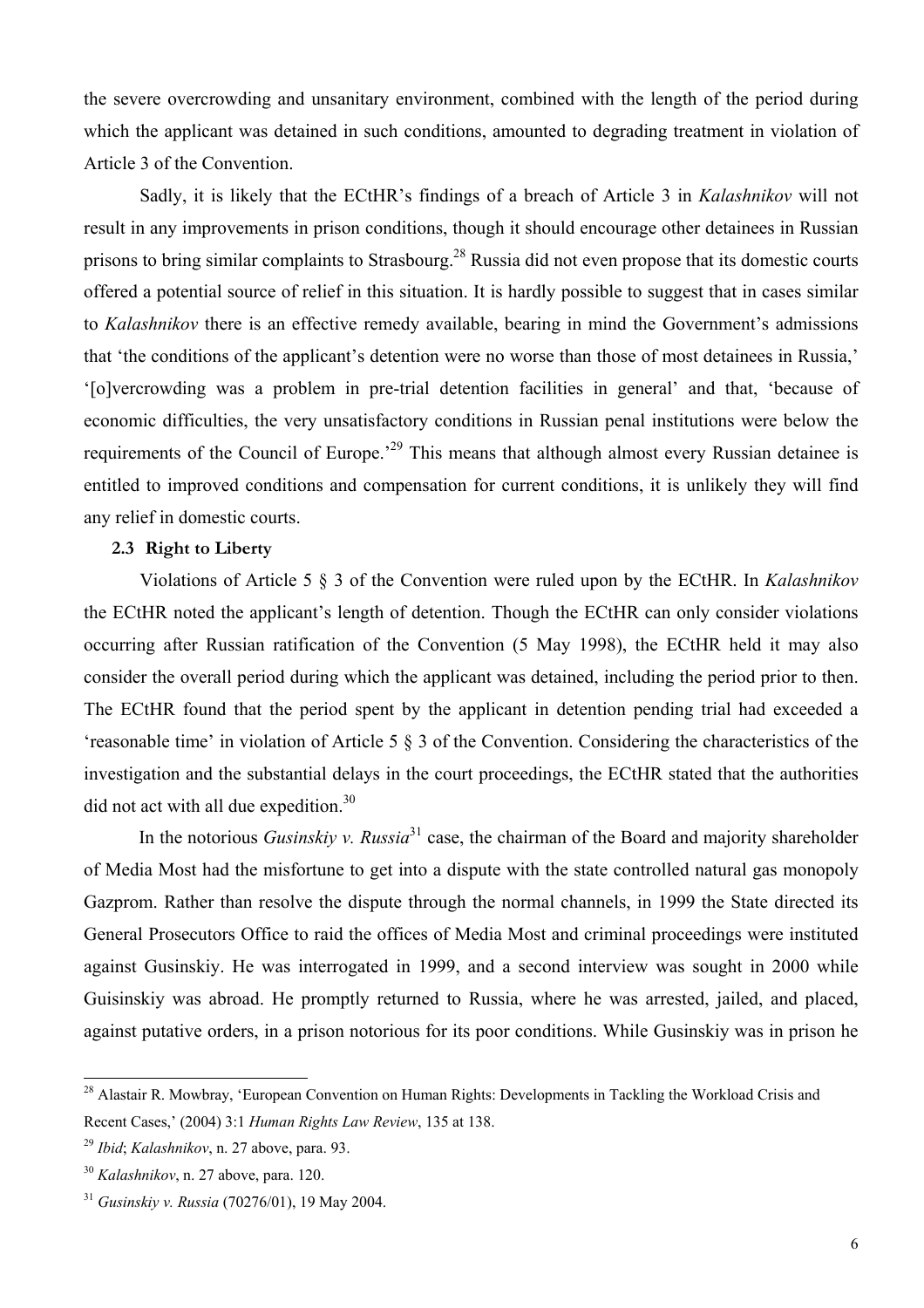the severe overcrowding and unsanitary environment, combined with the length of the period during which the applicant was detained in such conditions, amounted to degrading treatment in violation of Article 3 of the Convention.

Sadly, it is likely that the ECtHR's findings of a breach of Article 3 in *Kalashnikov* will not result in any improvements in prison conditions, though it should encourage other detainees in Russian prisons to bring similar complaints to Strasbourg.[28] Russia did not even propose that its domestic courts offered a potential source of relief in this situation. It is hardly possible to suggest that in cases similar to *Kalashnikov* there is an effective remedy available, bearing in mind the Government's admissions that 'the conditions of the applicant's detention were no worse than those of most detainees in Russia,' '[o]vercrowding was a problem in pre-trial detention facilities in general' and that, 'because of economic difficulties, the very unsatisfactory conditions in Russian penal institutions were below the requirements of the Council of Europe.'[29] This means that although almost every Russian detainee is entitled to improved conditions and compensation for current conditions, it is unlikely they will find any relief in domestic courts.

### 2.3 Right to Liberty

Violations of Article 5 § 3 of the Convention were ruled upon by the ECtHR. In *Kalashnikov* the ECtHR noted the applicant's length of detention. Though the ECtHR can only consider violations occurring after Russian ratification of the Convention (5 May 1998), the ECtHR held it may also consider the overall period during which the applicant was detained, including the period prior to then. The ECtHR found that the period spent by the applicant in detention pending trial had exceeded a 'reasonable time' in violation of Article 5 § 3 of the Convention. Considering the characteristics of the investigation and the substantial delays in the court proceedings, the ECtHR stated that the authorities did not act with all due expedition.[30]

In the notorious *Gusinskiy v. Russia*[31] case, the chairman of the Board and majority shareholder of Media Most had the misfortune to get into a dispute with the state controlled natural gas monopoly Gazprom. Rather than resolve the dispute through the normal channels, in 1999 the State directed its General Prosecutors Office to raid the offices of Media Most and criminal proceedings were instituted against Gusinskiy. He was interrogated in 1999, and a second interview was sought in 2000 while Guisinskiy was abroad. He promptly returned to Russia, where he was arrested, jailed, and placed, against putative orders, in a prison notorious for its poor conditions. While Gusinskiy was in prison he

---

[28] Alastair R. Mowbray, 'European Convention on Human Rights: Developments in Tackling the Workload Crisis and Recent Cases,' (2004) 3:1 *Human Rights Law Review*, 135 at 138.

[29] *Ibid*; *Kalashnikov*, n. 27 above, para. 93.

[30] *Kalashnikov*, n. 27 above, para. 120.

[31] *Gusinskiy v. Russia* (70276/01), 19 May 2004.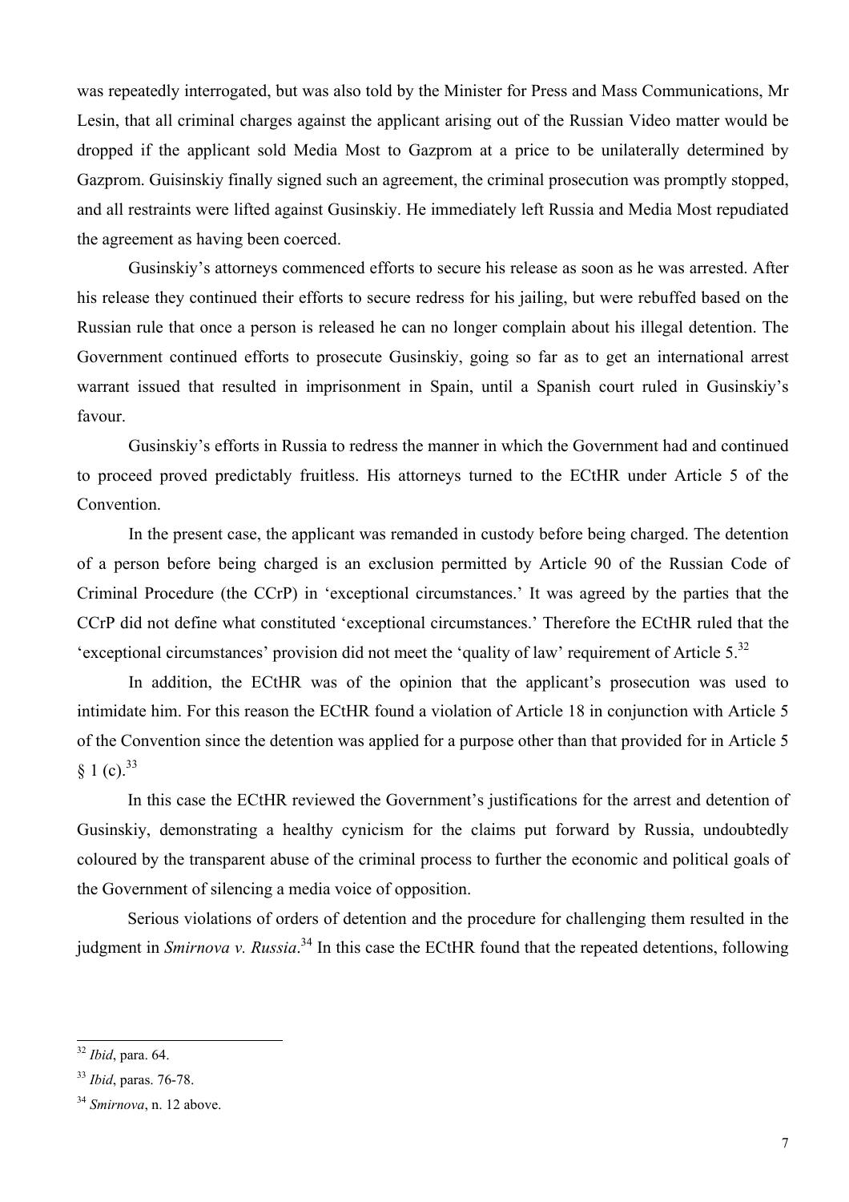was repeatedly interrogated, but was also told by the Minister for Press and Mass Communications, Mr Lesin, that all criminal charges against the applicant arising out of the Russian Video matter would be dropped if the applicant sold Media Most to Gazprom at a price to be unilaterally determined by Gazprom. Guisinskiy finally signed such an agreement, the criminal prosecution was promptly stopped, and all restraints were lifted against Gusinskiy. He immediately left Russia and Media Most repudiated the agreement as having been coerced.

Gusinskiy's attorneys commenced efforts to secure his release as soon as he was arrested. After his release they continued their efforts to secure redress for his jailing, but were rebuffed based on the Russian rule that once a person is released he can no longer complain about his illegal detention. The Government continued efforts to prosecute Gusinskiy, going so far as to get an international arrest warrant issued that resulted in imprisonment in Spain, until a Spanish court ruled in Gusinskiy's favour.

Gusinskiy's efforts in Russia to redress the manner in which the Government had and continued to proceed proved predictably fruitless. His attorneys turned to the ECtHR under Article 5 of the Convention.

In the present case, the applicant was remanded in custody before being charged. The detention of a person before being charged is an exclusion permitted by Article 90 of the Russian Code of Criminal Procedure (the CCrP) in 'exceptional circumstances.' It was agreed by the parties that the CCrP did not define what constituted 'exceptional circumstances.' Therefore the ECtHR ruled that the 'exceptional circumstances' provision did not meet the 'quality of law' requirement of Article 5.[32]

In addition, the ECtHR was of the opinion that the applicant's prosecution was used to intimidate him. For this reason the ECtHR found a violation of Article 18 in conjunction with Article 5 of the Convention since the detention was applied for a purpose other than that provided for in Article 5 § 1 (c).[33]

In this case the ECtHR reviewed the Government's justifications for the arrest and detention of Gusinskiy, demonstrating a healthy cynicism for the claims put forward by Russia, undoubtedly coloured by the transparent abuse of the criminal process to further the economic and political goals of the Government of silencing a media voice of opposition.

Serious violations of orders of detention and the procedure for challenging them resulted in the judgment in *Smirnova v. Russia*.[34] In this case the ECtHR found that the repeated detentions, following

---

[32] *Ibid*, para. 64.

[33] *Ibid*, paras. 76-78.

[34] *Smirnova*, n. 12 above.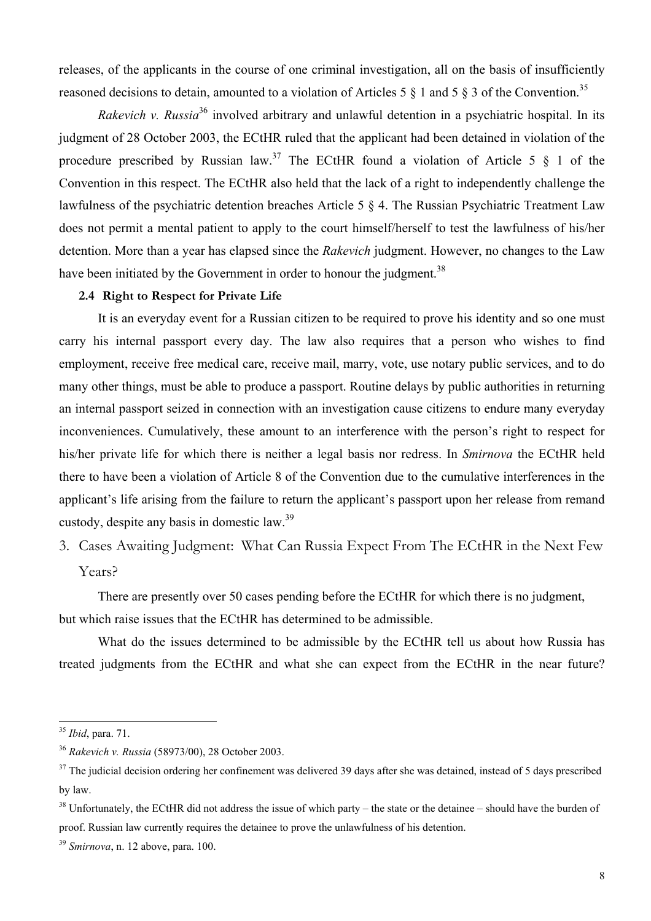releases, of the applicants in the course of one criminal investigation, all on the basis of insufficiently reasoned decisions to detain, amounted to a violation of Articles 5 § 1 and 5 § 3 of the Convention.[35]

*Rakevich v. Russia*[36] involved arbitrary and unlawful detention in a psychiatric hospital. In its judgment of 28 October 2003, the ECtHR ruled that the applicant had been detained in violation of the procedure prescribed by Russian law.[37] The ECtHR found a violation of Article 5 § 1 of the Convention in this respect. The ECtHR also held that the lack of a right to independently challenge the lawfulness of the psychiatric detention breaches Article 5 § 4. The Russian Psychiatric Treatment Law does not permit a mental patient to apply to the court himself/herself to test the lawfulness of his/her detention. More than a year has elapsed since the *Rakevich* judgment. However, no changes to the Law have been initiated by the Government in order to honour the judgment.[38]

### 2.4 Right to Respect for Private Life

It is an everyday event for a Russian citizen to be required to prove his identity and so one must carry his internal passport every day. The law also requires that a person who wishes to find employment, receive free medical care, receive mail, marry, vote, use notary public services, and to do many other things, must be able to produce a passport. Routine delays by public authorities in returning an internal passport seized in connection with an investigation cause citizens to endure many everyday inconveniences. Cumulatively, these amount to an interference with the person's right to respect for his/her private life for which there is neither a legal basis nor redress. In *Smirnova* the ECtHR held there to have been a violation of Article 8 of the Convention due to the cumulative interferences in the applicant's life arising from the failure to return the applicant's passport upon her release from remand custody, despite any basis in domestic law.[39]

## 3. Cases Awaiting Judgment: What Can Russia Expect From The ECtHR in the Next Few Years?

There are presently over 50 cases pending before the ECtHR for which there is no judgment, but which raise issues that the ECtHR has determined to be admissible.

What do the issues determined to be admissible by the ECtHR tell us about how Russia has treated judgments from the ECtHR and what she can expect from the ECtHR in the near future?

---

[35] *Ibid*, para. 71.

[36] *Rakevich v. Russia* (58973/00), 28 October 2003.

[37] The judicial decision ordering her confinement was delivered 39 days after she was detained, instead of 5 days prescribed by law.

[38] Unfortunately, the ECtHR did not address the issue of which party – the state or the detainee – should have the burden of proof. Russian law currently requires the detainee to prove the unlawfulness of his detention.

[39] *Smirnova*, n. 12 above, para. 100.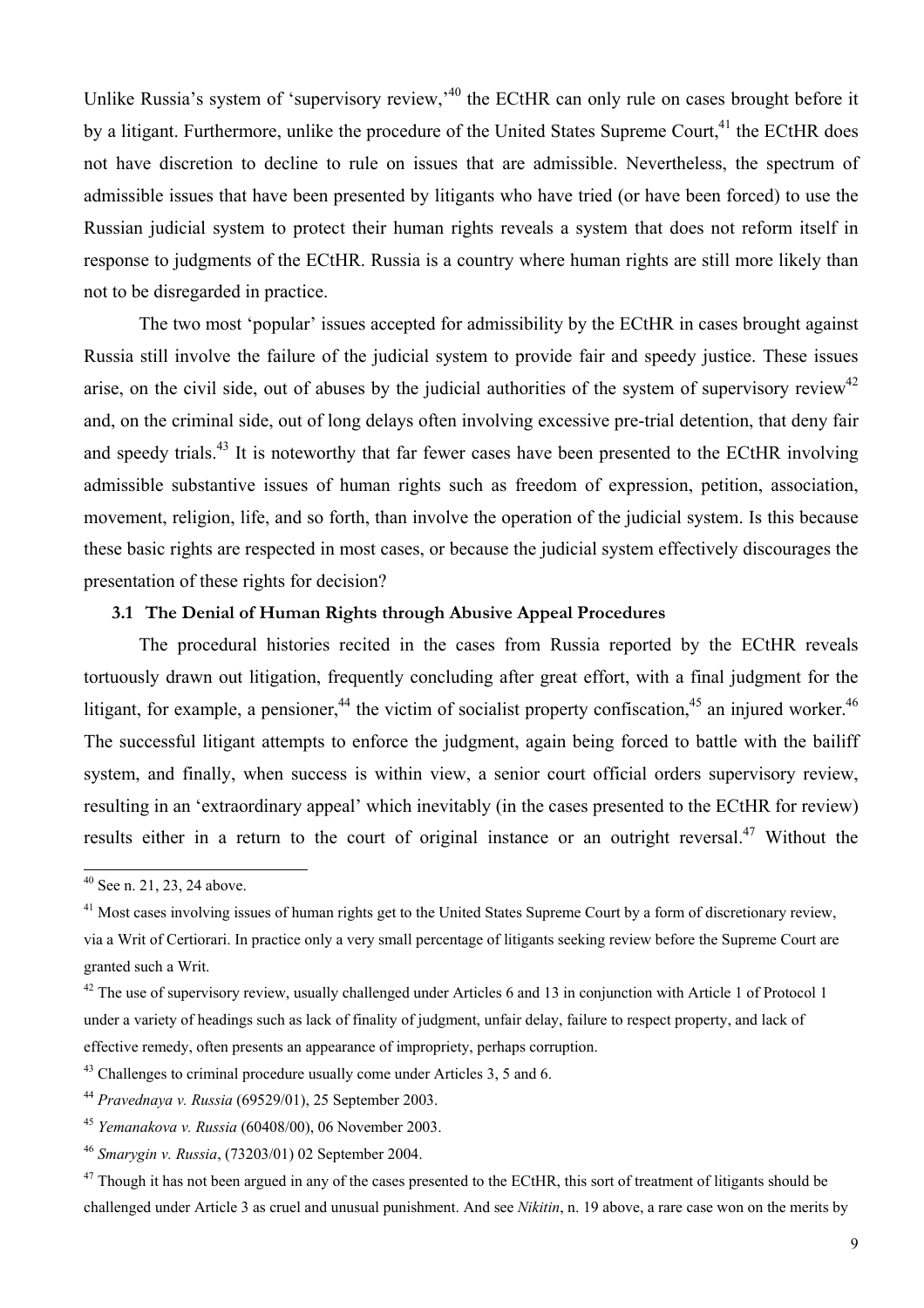Unlike Russia's system of 'supervisory review,'[40] the ECtHR can only rule on cases brought before it by a litigant. Furthermore, unlike the procedure of the United States Supreme Court,[41] the ECtHR does not have discretion to decline to rule on issues that are admissible. Nevertheless, the spectrum of admissible issues that have been presented by litigants who have tried (or have been forced) to use the Russian judicial system to protect their human rights reveals a system that does not reform itself in response to judgments of the ECtHR. Russia is a country where human rights are still more likely than not to be disregarded in practice.

The two most 'popular' issues accepted for admissibility by the ECtHR in cases brought against Russia still involve the failure of the judicial system to provide fair and speedy justice. These issues arise, on the civil side, out of abuses by the judicial authorities of the system of supervisory review[42] and, on the criminal side, out of long delays often involving excessive pre-trial detention, that deny fair and speedy trials.[43] It is noteworthy that far fewer cases have been presented to the ECtHR involving admissible substantive issues of human rights such as freedom of expression, petition, association, movement, religion, life, and so forth, than involve the operation of the judicial system. Is this because these basic rights are respected in most cases, or because the judicial system effectively discourages the presentation of these rights for decision?

### 3.1 The Denial of Human Rights through Abusive Appeal Procedures

The procedural histories recited in the cases from Russia reported by the ECtHR reveals tortuously drawn out litigation, frequently concluding after great effort, with a final judgment for the litigant, for example, a pensioner,[44] the victim of socialist property confiscation,[45] an injured worker.[46] The successful litigant attempts to enforce the judgment, again being forced to battle with the bailiff system, and finally, when success is within view, a senior court official orders supervisory review, resulting in an 'extraordinary appeal' which inevitably (in the cases presented to the ECtHR for review) results either in a return to the court of original instance or an outright reversal.[47] Without the

---

[40] See n. 21, 23, 24 above.

[41] Most cases involving issues of human rights get to the United States Supreme Court by a form of discretionary review, via a Writ of Certiorari. In practice only a very small percentage of litigants seeking review before the Supreme Court are granted such a Writ.

[42] The use of supervisory review, usually challenged under Articles 6 and 13 in conjunction with Article 1 of Protocol 1 under a variety of headings such as lack of finality of judgment, unfair delay, failure to respect property, and lack of effective remedy, often presents an appearance of impropriety, perhaps corruption.

[43] Challenges to criminal procedure usually come under Articles 3, 5 and 6.

[44] *Pravednaya v. Russia* (69529/01), 25 September 2003.

[45] *Yemanakova v. Russia* (60408/00), 06 November 2003.

[46] *Smarygin v. Russia*, (73203/01) 02 September 2004.

[47] Though it has not been argued in any of the cases presented to the ECtHR, this sort of treatment of litigants should be challenged under Article 3 as cruel and unusual punishment. And see *Nikitin*, n. 19 above, a rare case won on the merits by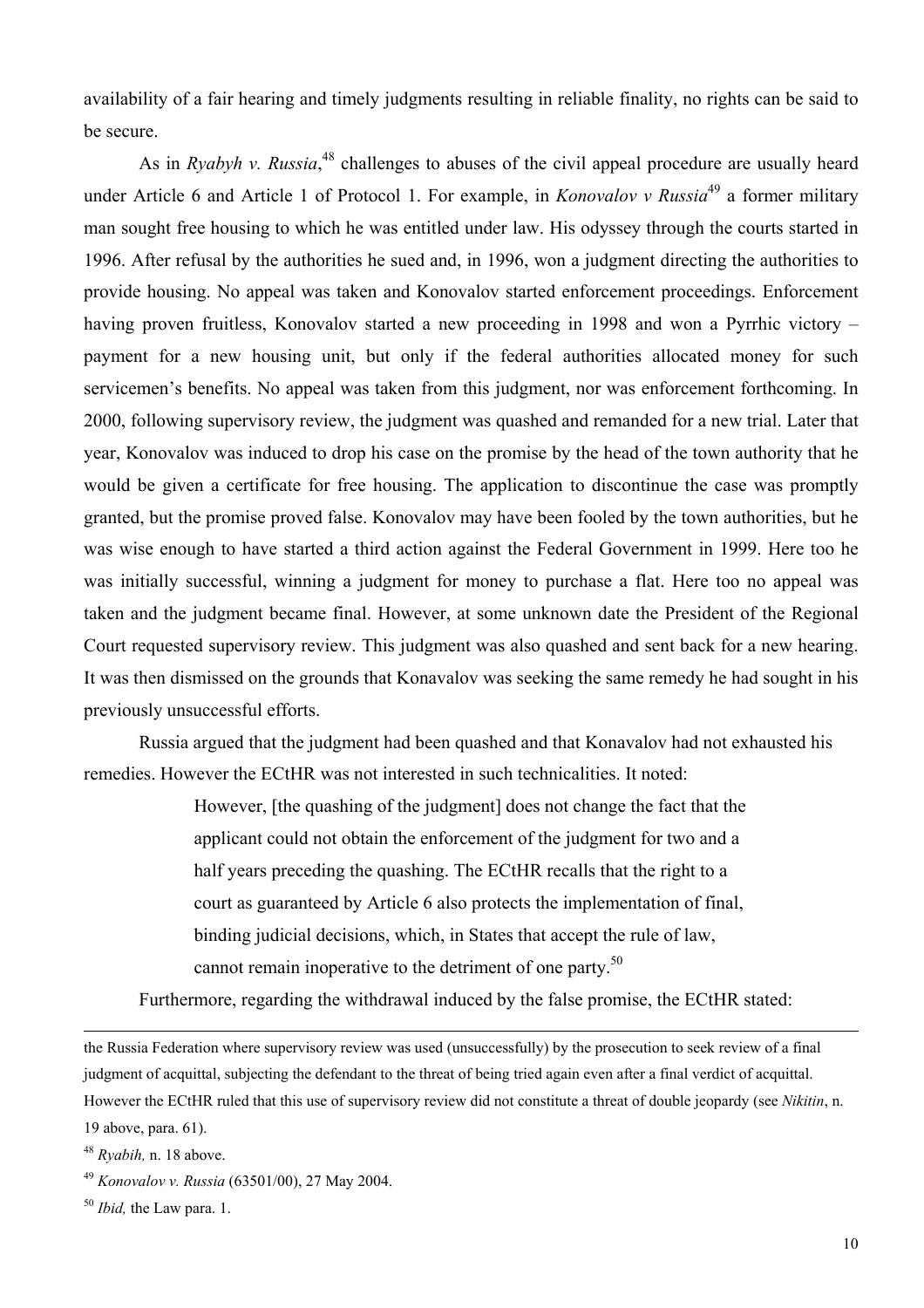availability of a fair hearing and timely judgments resulting in reliable finality, no rights can be said to be secure.

As in *Ryabyh v. Russia*,[48] challenges to abuses of the civil appeal procedure are usually heard under Article 6 and Article 1 of Protocol 1. For example, in *Konovalov v Russia*[49] a former military man sought free housing to which he was entitled under law. His odyssey through the courts started in 1996. After refusal by the authorities he sued and, in 1996, won a judgment directing the authorities to provide housing. No appeal was taken and Konovalov started enforcement proceedings. Enforcement having proven fruitless, Konovalov started a new proceeding in 1998 and won a Pyrrhic victory – payment for a new housing unit, but only if the federal authorities allocated money for such servicemen's benefits. No appeal was taken from this judgment, nor was enforcement forthcoming. In 2000, following supervisory review, the judgment was quashed and remanded for a new trial. Later that year, Konovalov was induced to drop his case on the promise by the head of the town authority that he would be given a certificate for free housing. The application to discontinue the case was promptly granted, but the promise proved false. Konovalov may have been fooled by the town authorities, but he was wise enough to have started a third action against the Federal Government in 1999. Here too he was initially successful, winning a judgment for money to purchase a flat. Here too no appeal was taken and the judgment became final. However, at some unknown date the President of the Regional Court requested supervisory review. This judgment was also quashed and sent back for a new hearing. It was then dismissed on the grounds that Konavalov was seeking the same remedy he had sought in his previously unsuccessful efforts.

Russia argued that the judgment had been quashed and that Konavalov had not exhausted his remedies. However the ECtHR was not interested in such technicalities. It noted:

> However, [the quashing of the judgment] does not change the fact that the applicant could not obtain the enforcement of the judgment for two and a half years preceding the quashing. The ECtHR recalls that the right to a court as guaranteed by Article 6 also protects the implementation of final, binding judicial decisions, which, in States that accept the rule of law, cannot remain inoperative to the detriment of one party.[50]

Furthermore, regarding the withdrawal induced by the false promise, the ECtHR stated:

---

the Russia Federation where supervisory review was used (unsuccessfully) by the prosecution to seek review of a final judgment of acquittal, subjecting the defendant to the threat of being tried again even after a final verdict of acquittal. However the ECtHR ruled that this use of supervisory review did not constitute a threat of double jeopardy (see *Nikitin*, n. 19 above, para. 61).

[48] *Ryabih,* n. 18 above.

[49] *Konovalov v. Russia* (63501/00), 27 May 2004.

[50] *Ibid,* the Law para. 1.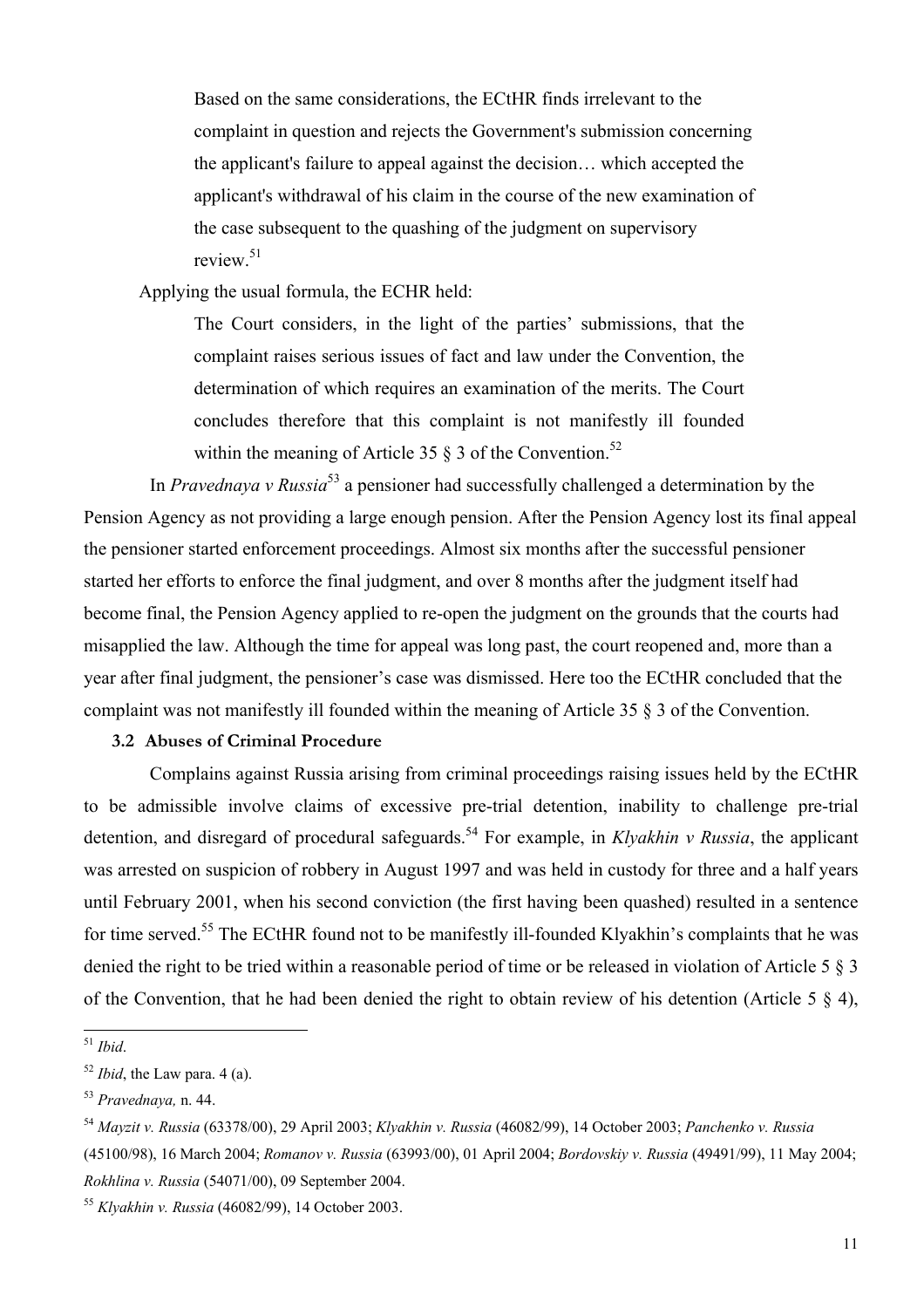> Based on the same considerations, the ECtHR finds irrelevant to the complaint in question and rejects the Government's submission concerning the applicant's failure to appeal against the decision… which accepted the applicant's withdrawal of his claim in the course of the new examination of the case subsequent to the quashing of the judgment on supervisory review.[51]

Applying the usual formula, the ECHR held:

> The Court considers, in the light of the parties' submissions, that the complaint raises serious issues of fact and law under the Convention, the determination of which requires an examination of the merits. The Court concludes therefore that this complaint is not manifestly ill founded within the meaning of Article 35 § 3 of the Convention.[52]

In *Pravednaya v Russia*[53] a pensioner had successfully challenged a determination by the Pension Agency as not providing a large enough pension. After the Pension Agency lost its final appeal the pensioner started enforcement proceedings. Almost six months after the successful pensioner started her efforts to enforce the final judgment, and over 8 months after the judgment itself had become final, the Pension Agency applied to re-open the judgment on the grounds that the courts had misapplied the law. Although the time for appeal was long past, the court reopened and, more than a year after final judgment, the pensioner's case was dismissed. Here too the ECtHR concluded that the complaint was not manifestly ill founded within the meaning of Article 35 § 3 of the Convention.

### 3.2 Abuses of Criminal Procedure

Complains against Russia arising from criminal proceedings raising issues held by the ECtHR to be admissible involve claims of excessive pre-trial detention, inability to challenge pre-trial detention, and disregard of procedural safeguards.[54] For example, in *Klyakhin v Russia*, the applicant was arrested on suspicion of robbery in August 1997 and was held in custody for three and a half years until February 2001, when his second conviction (the first having been quashed) resulted in a sentence for time served.[55] The ECtHR found not to be manifestly ill-founded Klyakhin's complaints that he was denied the right to be tried within a reasonable period of time or be released in violation of Article 5 § 3 of the Convention, that he had been denied the right to obtain review of his detention (Article 5 § 4),

---

[51] *Ibid*.

[52] *Ibid*, the Law para. 4 (a).

[53] *Pravednaya,* n. 44.

[54] *Mayzit v. Russia* (63378/00), 29 April 2003; *Klyakhin v. Russia* (46082/99), 14 October 2003; *Panchenko v. Russia* (45100/98), 16 March 2004; *Romanov v. Russia* (63993/00), 01 April 2004; *Bordovskiy v. Russia* (49491/99), 11 May 2004; *Rokhlina v. Russia* (54071/00), 09 September 2004.

[55] *Klyakhin v. Russia* (46082/99), 14 October 2003.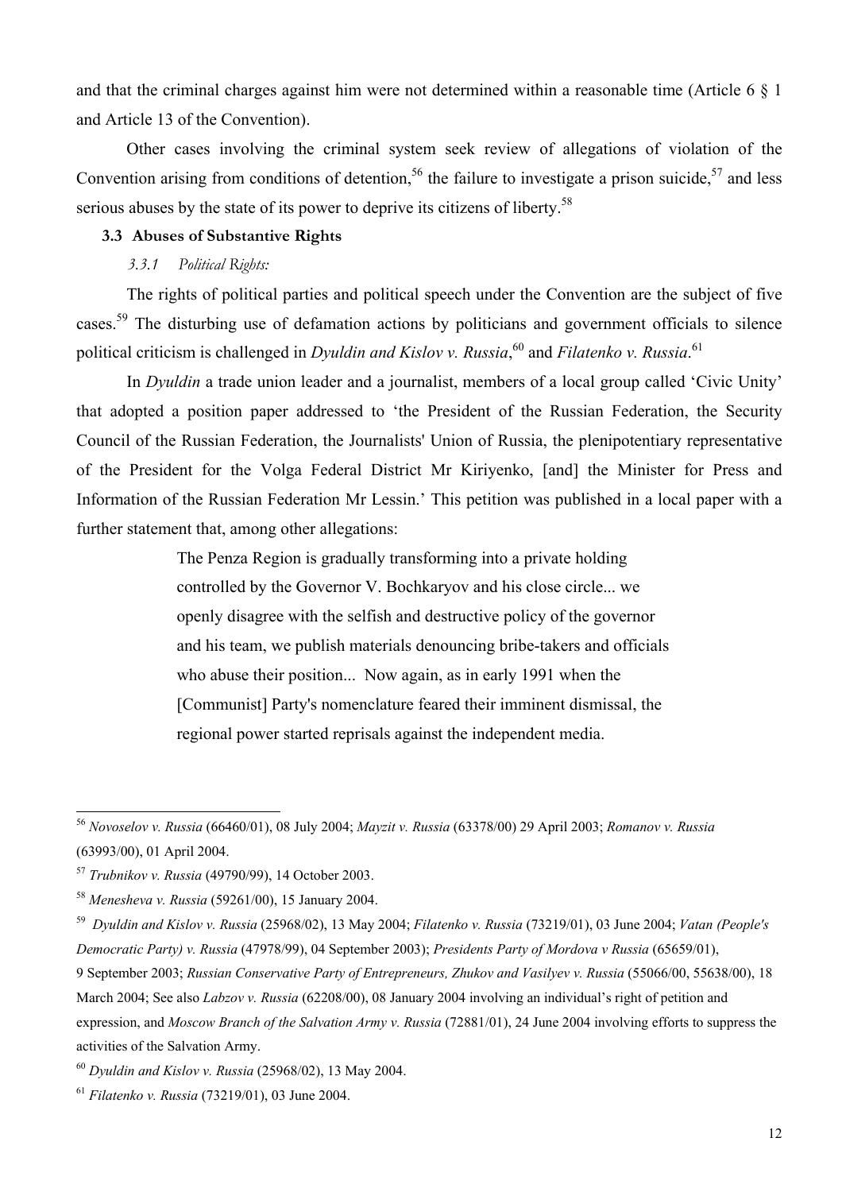and that the criminal charges against him were not determined within a reasonable time (Article 6 § 1 and Article 13 of the Convention).

Other cases involving the criminal system seek review of allegations of violation of the Convention arising from conditions of detention,[56] the failure to investigate a prison suicide,[57] and less serious abuses by the state of its power to deprive its citizens of liberty.[58]

### 3.3 Abuses of Substantive Rights

#### *3.3.1 Political Rights:*

The rights of political parties and political speech under the Convention are the subject of five cases.[59] The disturbing use of defamation actions by politicians and government officials to silence political criticism is challenged in *Dyuldin and Kislov v. Russia*,[60] and *Filatenko v. Russia*.[61]

In *Dyuldin* a trade union leader and a journalist, members of a local group called 'Civic Unity' that adopted a position paper addressed to 'the President of the Russian Federation, the Security Council of the Russian Federation, the Journalists' Union of Russia, the plenipotentiary representative of the President for the Volga Federal District Mr Kiriyenko, [and] the Minister for Press and Information of the Russian Federation Mr Lessin.' This petition was published in a local paper with a further statement that, among other allegations:

> The Penza Region is gradually transforming into a private holding controlled by the Governor V. Bochkaryov and his close circle... we openly disagree with the selfish and destructive policy of the governor and his team, we publish materials denouncing bribe-takers and officials who abuse their position... Now again, as in early 1991 when the [Communist] Party's nomenclature feared their imminent dismissal, the regional power started reprisals against the independent media.

---

[56] *Novoselov v. Russia* (66460/01), 08 July 2004; *Mayzit v. Russia* (63378/00) 29 April 2003; *Romanov v. Russia* (63993/00), 01 April 2004.

[57] *Trubnikov v. Russia* (49790/99), 14 October 2003.

[58] *Menesheva v. Russia* (59261/00), 15 January 2004.

[59] *Dyuldin and Kislov v. Russia* (25968/02), 13 May 2004; *Filatenko v. Russia* (73219/01), 03 June 2004; *Vatan (People's Democratic Party) v. Russia* (47978/99), 04 September 2003); *Presidents Party of Mordova v Russia* (65659/01), 9 September 2003; *Russian Conservative Party of Entrepreneurs, Zhukov and Vasilyev v. Russia* (55066/00, 55638/00), 18 March 2004; See also *Labzov v. Russia* (62208/00), 08 January 2004 involving an individual's right of petition and expression, and *Moscow Branch of the Salvation Army v. Russia* (72881/01), 24 June 2004 involving efforts to suppress the activities of the Salvation Army.

[60] *Dyuldin and Kislov v. Russia* (25968/02), 13 May 2004.

[61] *Filatenko v. Russia* (73219/01), 03 June 2004.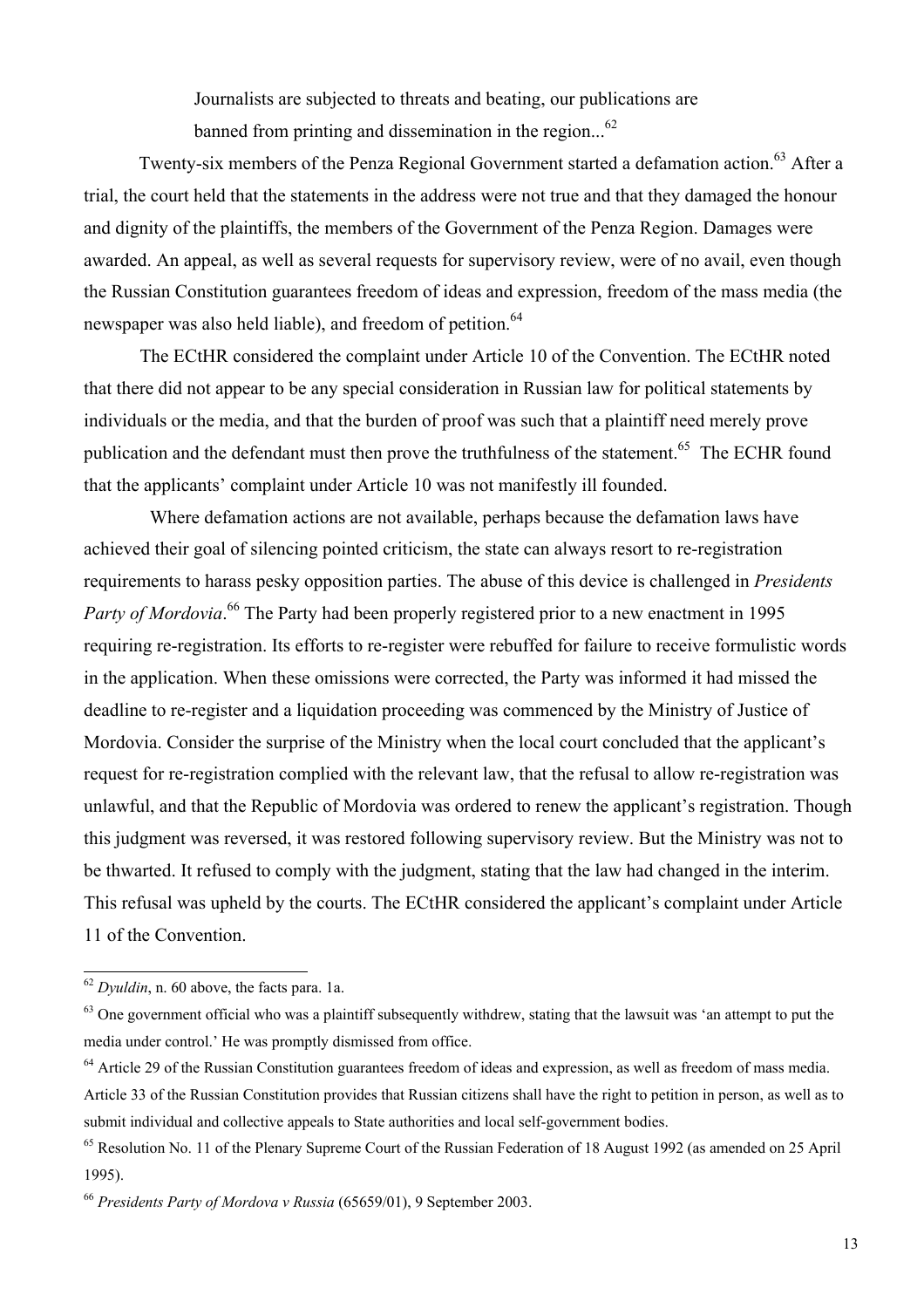> Journalists are subjected to threats and beating, our publications are banned from printing and dissemination in the region...[62]

Twenty-six members of the Penza Regional Government started a defamation action.[63] After a trial, the court held that the statements in the address were not true and that they damaged the honour and dignity of the plaintiffs, the members of the Government of the Penza Region. Damages were awarded. An appeal, as well as several requests for supervisory review, were of no avail, even though the Russian Constitution guarantees freedom of ideas and expression, freedom of the mass media (the newspaper was also held liable), and freedom of petition.[64]

The ECtHR considered the complaint under Article 10 of the Convention. The ECtHR noted that there did not appear to be any special consideration in Russian law for political statements by individuals or the media, and that the burden of proof was such that a plaintiff need merely prove publication and the defendant must then prove the truthfulness of the statement.[65] The ECHR found that the applicants' complaint under Article 10 was not manifestly ill founded.

Where defamation actions are not available, perhaps because the defamation laws have achieved their goal of silencing pointed criticism, the state can always resort to re-registration requirements to harass pesky opposition parties. The abuse of this device is challenged in *Presidents Party of Mordovia*.[66] The Party had been properly registered prior to a new enactment in 1995 requiring re-registration. Its efforts to re-register were rebuffed for failure to receive formulistic words in the application. When these omissions were corrected, the Party was informed it had missed the deadline to re-register and a liquidation proceeding was commenced by the Ministry of Justice of Mordovia. Consider the surprise of the Ministry when the local court concluded that the applicant's request for re-registration complied with the relevant law, that the refusal to allow re-registration was unlawful, and that the Republic of Mordovia was ordered to renew the applicant's registration. Though this judgment was reversed, it was restored following supervisory review. But the Ministry was not to be thwarted. It refused to comply with the judgment, stating that the law had changed in the interim. This refusal was upheld by the courts. The ECtHR considered the applicant's complaint under Article 11 of the Convention.

---

[62] *Dyuldin*, n. 60 above, the facts para. 1a.

[63] One government official who was a plaintiff subsequently withdrew, stating that the lawsuit was 'an attempt to put the media under control.' He was promptly dismissed from office.

[64] Article 29 of the Russian Constitution guarantees freedom of ideas and expression, as well as freedom of mass media. Article 33 of the Russian Constitution provides that Russian citizens shall have the right to petition in person, as well as to submit individual and collective appeals to State authorities and local self-government bodies.

[65] Resolution No. 11 of the Plenary Supreme Court of the Russian Federation of 18 August 1992 (as amended on 25 April 1995).

[66] *Presidents Party of Mordova v Russia* (65659/01), 9 September 2003.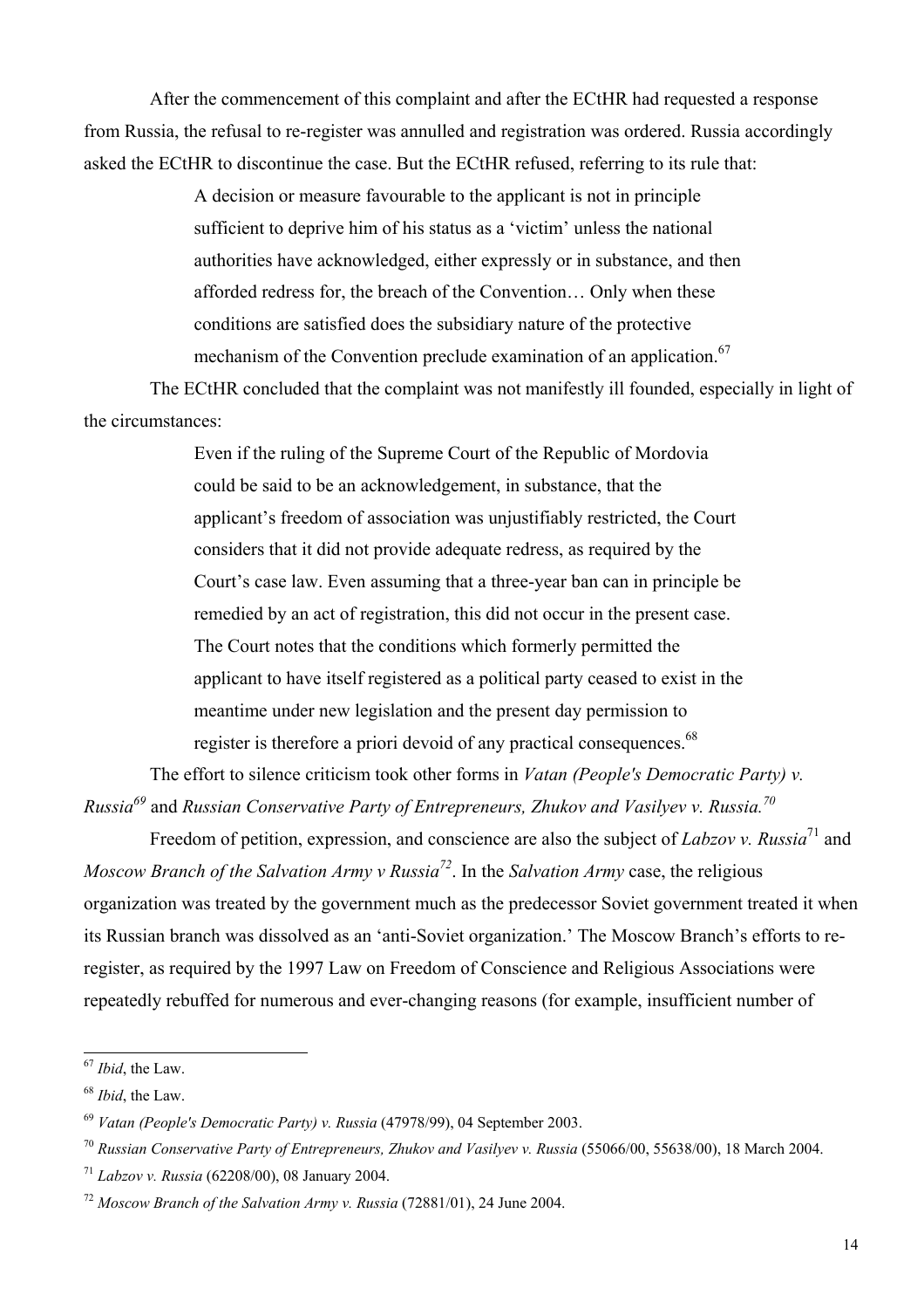After the commencement of this complaint and after the ECtHR had requested a response from Russia, the refusal to re-register was annulled and registration was ordered. Russia accordingly asked the ECtHR to discontinue the case. But the ECtHR refused, referring to its rule that:

> A decision or measure favourable to the applicant is not in principle sufficient to deprive him of his status as a 'victim' unless the national authorities have acknowledged, either expressly or in substance, and then afforded redress for, the breach of the Convention… Only when these conditions are satisfied does the subsidiary nature of the protective mechanism of the Convention preclude examination of an application.[67]

The ECtHR concluded that the complaint was not manifestly ill founded, especially in light of the circumstances:

> Even if the ruling of the Supreme Court of the Republic of Mordovia could be said to be an acknowledgement, in substance, that the applicant's freedom of association was unjustifiably restricted, the Court considers that it did not provide adequate redress, as required by the Court's case law. Even assuming that a three-year ban can in principle be remedied by an act of registration, this did not occur in the present case. The Court notes that the conditions which formerly permitted the applicant to have itself registered as a political party ceased to exist in the meantime under new legislation and the present day permission to register is therefore a priori devoid of any practical consequences.[68]

The effort to silence criticism took other forms in *Vatan (People's Democratic Party) v. Russia*[69] and *Russian Conservative Party of Entrepreneurs, Zhukov and Vasilyev v. Russia.*[70]

Freedom of petition, expression, and conscience are also the subject of *Labzov v. Russia*[71] and *Moscow Branch of the Salvation Army v Russia*[72]. In the *Salvation Army* case, the religious organization was treated by the government much as the predecessor Soviet government treated it when its Russian branch was dissolved as an 'anti-Soviet organization.' The Moscow Branch's efforts to re-register, as required by the 1997 Law on Freedom of Conscience and Religious Associations were repeatedly rebuffed for numerous and ever-changing reasons (for example, insufficient number of

---

[67] *Ibid*, the Law.

[68] *Ibid*, the Law.

[69] *Vatan (People's Democratic Party) v. Russia* (47978/99), 04 September 2003.

[70] *Russian Conservative Party of Entrepreneurs, Zhukov and Vasilyev v. Russia* (55066/00, 55638/00), 18 March 2004.

[71] *Labzov v. Russia* (62208/00), 08 January 2004.

[72] *Moscow Branch of the Salvation Army v. Russia* (72881/01), 24 June 2004.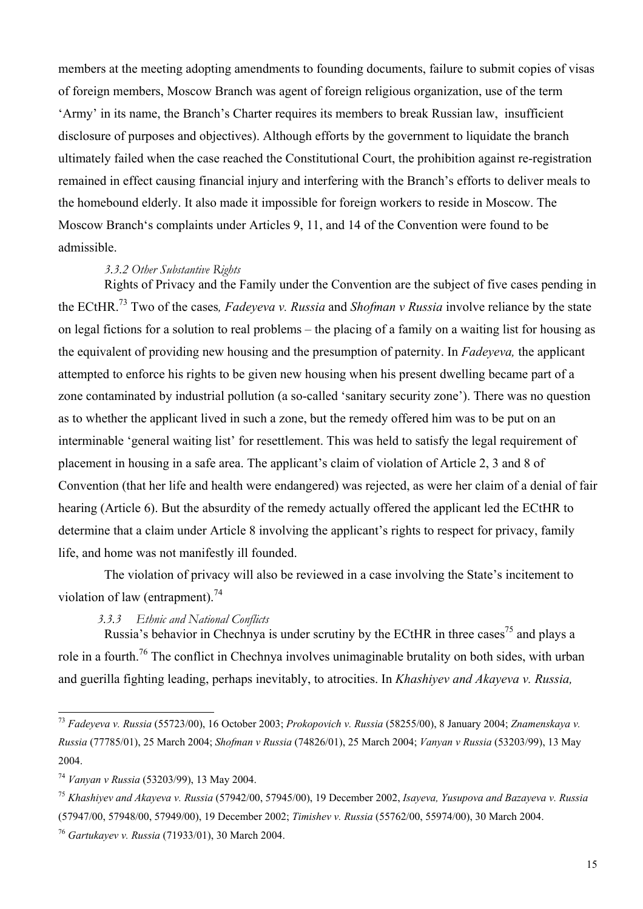members at the meeting adopting amendments to founding documents, failure to submit copies of visas of foreign members, Moscow Branch was agent of foreign religious organization, use of the term 'Army' in its name, the Branch's Charter requires its members to break Russian law, insufficient disclosure of purposes and objectives). Although efforts by the government to liquidate the branch ultimately failed when the case reached the Constitutional Court, the prohibition against re-registration remained in effect causing financial injury and interfering with the Branch's efforts to deliver meals to the homebound elderly. It also made it impossible for foreign workers to reside in Moscow. The Moscow Branch's complaints under Articles 9, 11, and 14 of the Convention were found to be admissible.

#### *3.3.2 Other Substantive Rights*

Rights of Privacy and the Family under the Convention are the subject of five cases pending in the ECtHR.[73] Two of the cases, *Fadeyeva v. Russia* and *Shofman v Russia* involve reliance by the state on legal fictions for a solution to real problems – the placing of a family on a waiting list for housing as the equivalent of providing new housing and the presumption of paternity. In *Fadeyeva,* the applicant attempted to enforce his rights to be given new housing when his present dwelling became part of a zone contaminated by industrial pollution (a so-called 'sanitary security zone'). There was no question as to whether the applicant lived in such a zone, but the remedy offered him was to be put on an interminable 'general waiting list' for resettlement. This was held to satisfy the legal requirement of placement in housing in a safe area. The applicant's claim of violation of Article 2, 3 and 8 of Convention (that her life and health were endangered) was rejected, as were her claim of a denial of fair hearing (Article 6). But the absurdity of the remedy actually offered the applicant led the ECtHR to determine that a claim under Article 8 involving the applicant's rights to respect for privacy, family life, and home was not manifestly ill founded.

The violation of privacy will also be reviewed in a case involving the State's incitement to violation of law (entrapment).[74]

#### *3.3.3 Ethnic and National Conflicts*

Russia's behavior in Chechnya is under scrutiny by the ECtHR in three cases[75] and plays a role in a fourth.[76] The conflict in Chechnya involves unimaginable brutality on both sides, with urban and guerilla fighting leading, perhaps inevitably, to atrocities. In *Khashiyev and Akayeva v. Russia,*

---

[73] *Fadeyeva v. Russia* (55723/00), 16 October 2003; *Prokopovich v. Russia* (58255/00), 8 January 2004; *Znamenskaya v. Russia* (77785/01), 25 March 2004; *Shofman v Russia* (74826/01), 25 March 2004; *Vanyan v Russia* (53203/99), 13 May 2004.

[74] *Vanyan v Russia* (53203/99), 13 May 2004.

[75] *Khashiyev and Akayeva v. Russia* (57942/00, 57945/00), 19 December 2002, *Isayeva, Yusupova and Bazayeva v. Russia* (57947/00, 57948/00, 57949/00), 19 December 2002; *Timishev v. Russia* (55762/00, 55974/00), 30 March 2004.

[76] *Gartukayev v. Russia* (71933/01), 30 March 2004.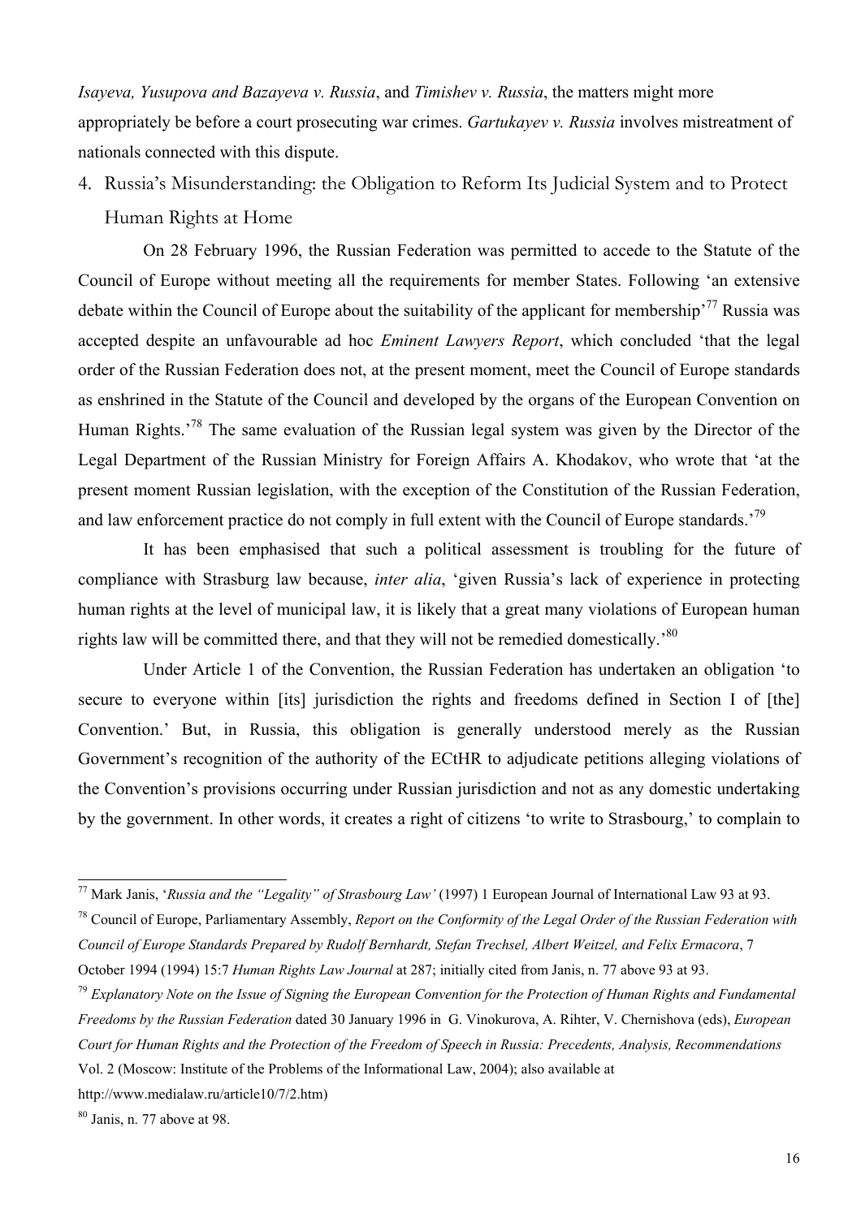*Isayeva, Yusupova and Bazayeva v. Russia*, and *Timishev v. Russia*, the matters might more appropriately be before a court prosecuting war crimes. *Gartukayev v. Russia* involves mistreatment of nationals connected with this dispute.

## 4. Russia's Misunderstanding: the Obligation to Reform Its Judicial System and to Protect Human Rights at Home

On 28 February 1996, the Russian Federation was permitted to accede to the Statute of the Council of Europe without meeting all the requirements for member States. Following 'an extensive debate within the Council of Europe about the suitability of the applicant for membership'[77] Russia was accepted despite an unfavourable ad hoc *Eminent Lawyers Report*, which concluded 'that the legal order of the Russian Federation does not, at the present moment, meet the Council of Europe standards as enshrined in the Statute of the Council and developed by the organs of the European Convention on Human Rights.'[78] The same evaluation of the Russian legal system was given by the Director of the Legal Department of the Russian Ministry for Foreign Affairs A. Khodakov, who wrote that 'at the present moment Russian legislation, with the exception of the Constitution of the Russian Federation, and law enforcement practice do not comply in full extent with the Council of Europe standards.'[79]

It has been emphasised that such a political assessment is troubling for the future of compliance with Strasburg law because, *inter alia*, 'given Russia's lack of experience in protecting human rights at the level of municipal law, it is likely that a great many violations of European human rights law will be committed there, and that they will not be remedied domestically.'[80]

Under Article 1 of the Convention, the Russian Federation has undertaken an obligation 'to secure to everyone within [its] jurisdiction the rights and freedoms defined in Section I of [the] Convention.' But, in Russia, this obligation is generally understood merely as the Russian Government's recognition of the authority of the ECtHR to adjudicate petitions alleging violations of the Convention's provisions occurring under Russian jurisdiction and not as any domestic undertaking by the government. In other words, it creates a right of citizens 'to write to Strasbourg,' to complain to

---

[77] Mark Janis, '*Russia and the "Legality" of Strasbourg Law'* (1997) 1 European Journal of International Law 93 at 93.

[78] Council of Europe, Parliamentary Assembly, *Report on the Conformity of the Legal Order of the Russian Federation with Council of Europe Standards Prepared by Rudolf Bernhardt, Stefan Trechsel, Albert Weitzel, and Felix Ermacora*, 7 October 1994 (1994) 15:7 *Human Rights Law Journal* at 287; initially cited from Janis, n. 77 above 93 at 93.

[79] *Explanatory Note on the Issue of Signing the European Convention for the Protection of Human Rights and Fundamental Freedoms by the Russian Federation* dated 30 January 1996 in G. Vinokurova, A. Rihter, V. Chernishova (eds), *European Court for Human Rights and the Protection of the Freedom of Speech in Russia: Precedents, Analysis, Recommendations* Vol. 2 (Moscow: Institute of the Problems of the Informational Law, 2004); also available at http://www.medialaw.ru/article10/7/2.htm)

[80] Janis, n. 77 above at 98.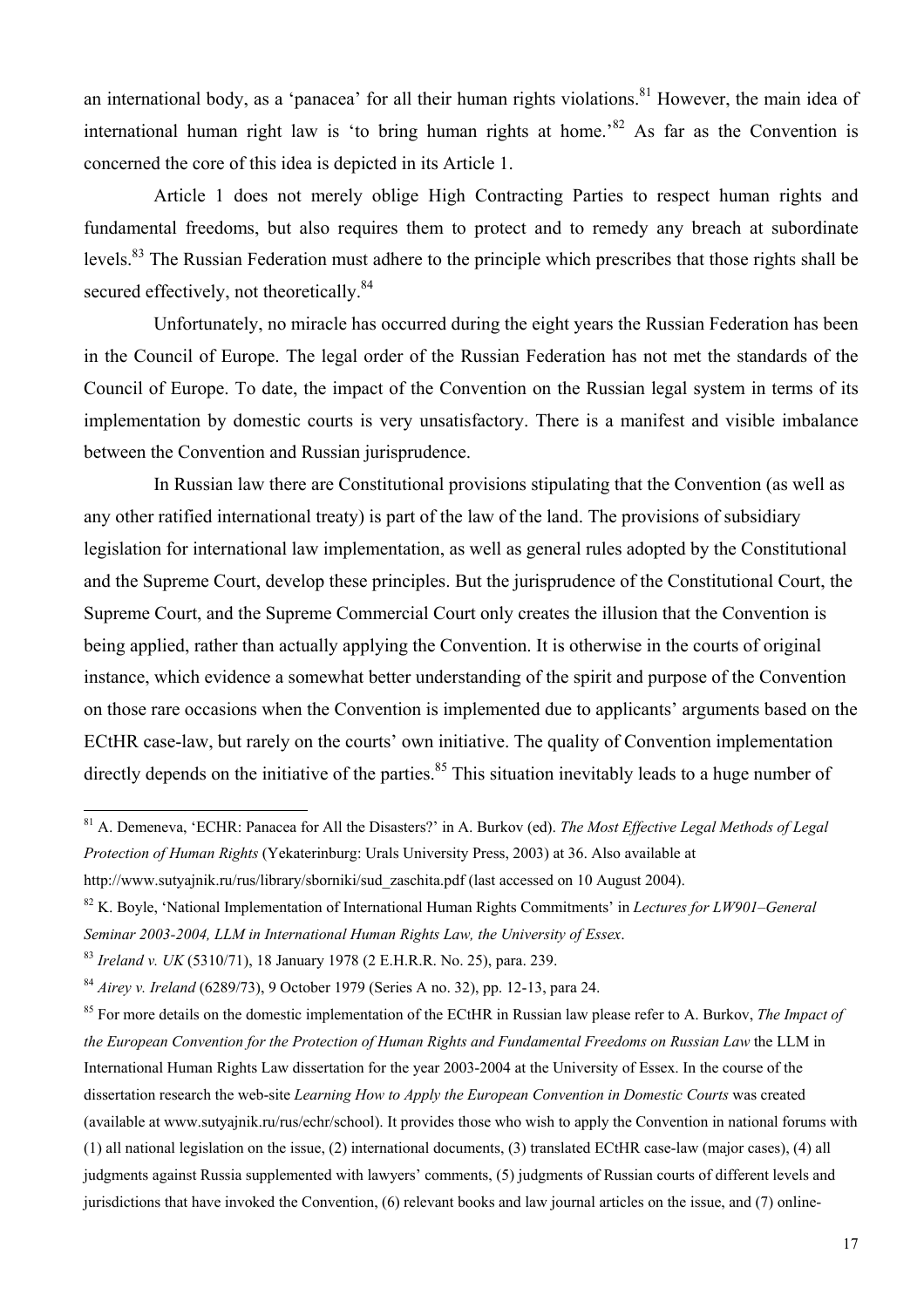an international body, as a 'panacea' for all their human rights violations.[81] However, the main idea of international human right law is 'to bring human rights at home.'[82] As far as the Convention is concerned the core of this idea is depicted in its Article 1.

Article 1 does not merely oblige High Contracting Parties to respect human rights and fundamental freedoms, but also requires them to protect and to remedy any breach at subordinate levels.[83] The Russian Federation must adhere to the principle which prescribes that those rights shall be secured effectively, not theoretically.[84]

Unfortunately, no miracle has occurred during the eight years the Russian Federation has been in the Council of Europe. The legal order of the Russian Federation has not met the standards of the Council of Europe. To date, the impact of the Convention on the Russian legal system in terms of its implementation by domestic courts is very unsatisfactory. There is a manifest and visible imbalance between the Convention and Russian jurisprudence.

In Russian law there are Constitutional provisions stipulating that the Convention (as well as any other ratified international treaty) is part of the law of the land. The provisions of subsidiary legislation for international law implementation, as well as general rules adopted by the Constitutional and the Supreme Court, develop these principles. But the jurisprudence of the Constitutional Court, the Supreme Court, and the Supreme Commercial Court only creates the illusion that the Convention is being applied, rather than actually applying the Convention. It is otherwise in the courts of original instance, which evidence a somewhat better understanding of the spirit and purpose of the Convention on those rare occasions when the Convention is implemented due to applicants' arguments based on the ECtHR case-law, but rarely on the courts' own initiative. The quality of Convention implementation directly depends on the initiative of the parties.[85] This situation inevitably leads to a huge number of

---

[81] A. Demeneva, 'ECHR: Panacea for All the Disasters?' in A. Burkov (ed). *The Most Effective Legal Methods of Legal Protection of Human Rights* (Yekaterinburg: Urals University Press, 2003) at 36. Also available at http://www.sutyajnik.ru/rus/library/sborniki/sud_zaschita.pdf (last accessed on 10 August 2004).

[82] K. Boyle, 'National Implementation of International Human Rights Commitments' in *Lectures for LW901–General Seminar 2003-2004, LLM in International Human Rights Law, the University of Essex*.

[83] *Ireland v. UK* (5310/71), 18 January 1978 (2 E.H.R.R. No. 25), para. 239.

[84] *Airey v. Ireland* (6289/73), 9 October 1979 (Series A no. 32), pp. 12-13, para 24.

[85] For more details on the domestic implementation of the ECtHR in Russian law please refer to A. Burkov, *The Impact of the European Convention for the Protection of Human Rights and Fundamental Freedoms on Russian Law* the LLM in International Human Rights Law dissertation for the year 2003-2004 at the University of Essex. In the course of the dissertation research the web-site *Learning How to Apply the European Convention in Domestic Courts* was created (available at www.sutyajnik.ru/rus/echr/school). It provides those who wish to apply the Convention in national forums with (1) all national legislation on the issue, (2) international documents, (3) translated ECtHR case-law (major cases), (4) all judgments against Russia supplemented with lawyers' comments, (5) judgments of Russian courts of different levels and jurisdictions that have invoked the Convention, (6) relevant books and law journal articles on the issue, and (7) online-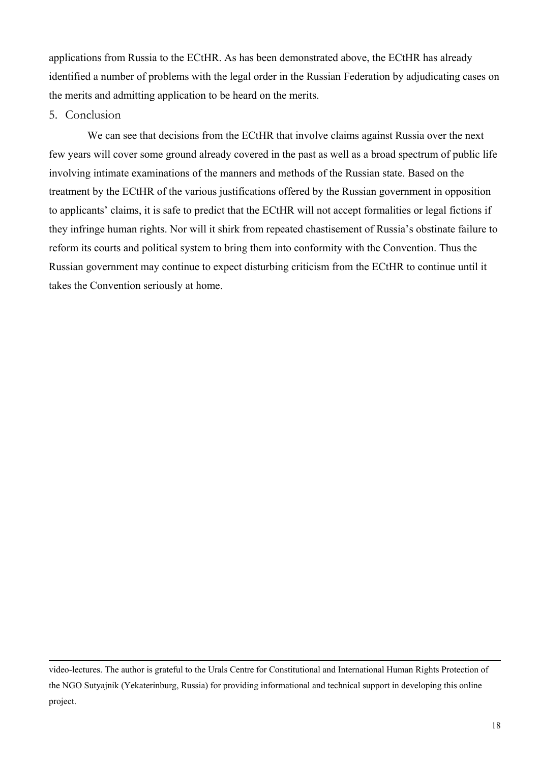applications from Russia to the ECtHR. As has been demonstrated above, the ECtHR has already identified a number of problems with the legal order in the Russian Federation by adjudicating cases on the merits and admitting application to be heard on the merits.

## 5. Conclusion

We can see that decisions from the ECtHR that involve claims against Russia over the next few years will cover some ground already covered in the past as well as a broad spectrum of public life involving intimate examinations of the manners and methods of the Russian state. Based on the treatment by the ECtHR of the various justifications offered by the Russian government in opposition to applicants' claims, it is safe to predict that the ECtHR will not accept formalities or legal fictions if they infringe human rights. Nor will it shirk from repeated chastisement of Russia's obstinate failure to reform its courts and political system to bring them into conformity with the Convention. Thus the Russian government may continue to expect disturbing criticism from the ECtHR to continue until it takes the Convention seriously at home.

---

video-lectures. The author is grateful to the Urals Centre for Constitutional and International Human Rights Protection of the NGO Sutyajnik (Yekaterinburg, Russia) for providing informational and technical support in developing this online project.